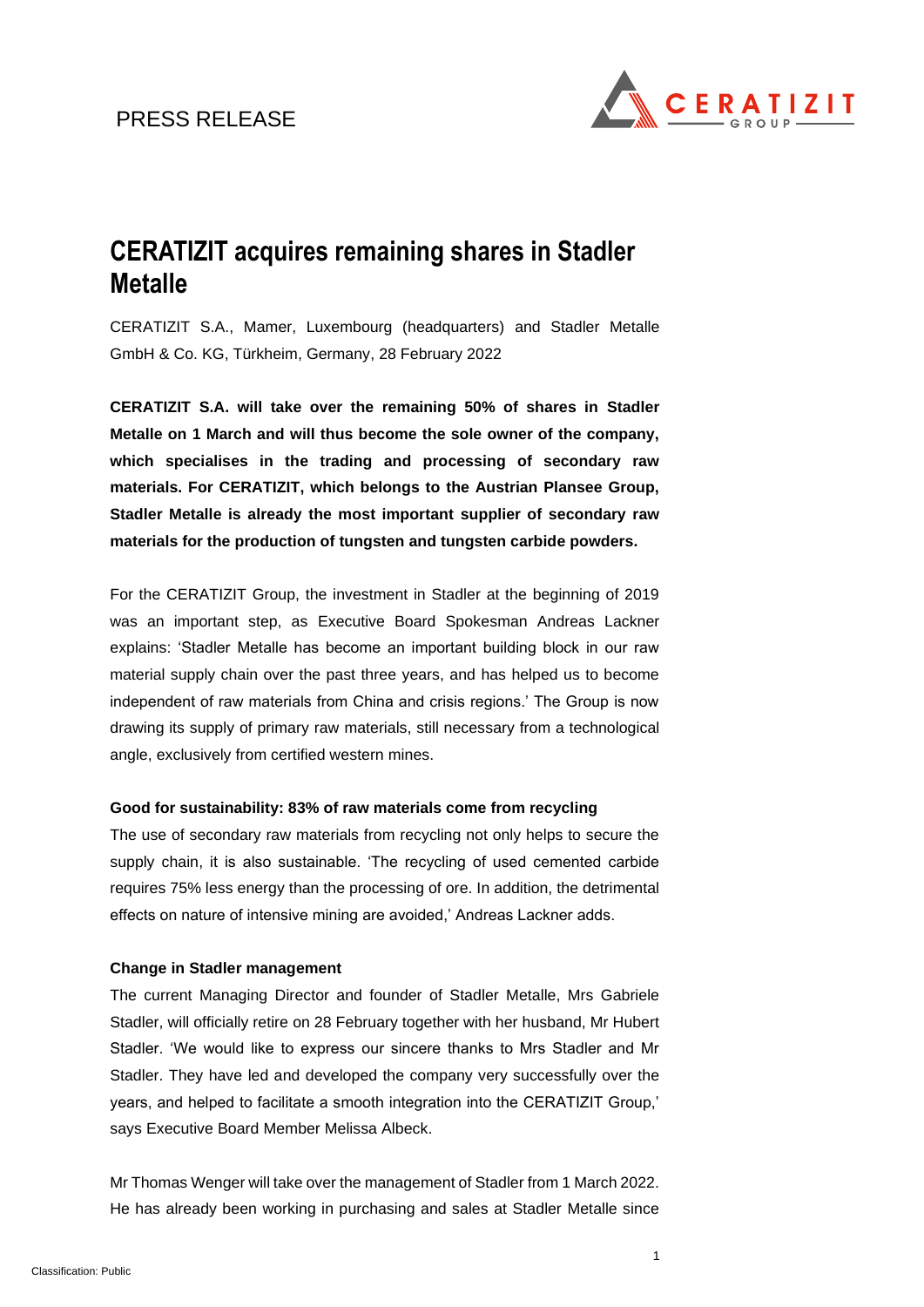PRESS RELEASE

# CERATIZIT acquires remaining shares in Stadler Metalle

CERATIZIT S.A., Mamer, Luxembourg (headquarters) and Stadler Metalle GmbH & Co. KG, Türkheim, Germany, 28 February 2022

**CERATIZIT S.A. will take over the remaining 50% of shares in Stadler Metalle on 1 March and will thus become the sole owner of the company, which specialises in the trading and processing of secondary raw materials. For CERATIZIT, which belongs to the Austrian Plansee Group, Stadler Metalle is already the most important supplier of secondary raw materials for the production of tungsten and tungsten carbide powders.**

For the CERATIZIT Group, the investment in Stadler at the beginning of 2019 was an important step, as Executive Board Spokesman Andreas Lackner explains: 'Stadler Metalle has become an important building block in our raw material supply chain over the past three years, and has helped us to become independent of raw materials from China and crisis regions.' The Group is now drawing its supply of primary raw materials, still necessary from a technological angle, exclusively from certified western mines.

**Good for sustainability: 83% of raw materials come from recycling**

The use of secondary raw materials from recycling not only helps to secure the supply chain, it is also sustainable. 'The recycling of used cemented carbide requires 75% less energy than the processing of ore. In addition, the detrimental effects on nature of intensive mining are avoided,' Andreas Lackner adds.

**Change in Stadler management**

The current Managing Director and founder of Stadler Metalle, Mrs Gabriele Stadler, will officially retire on 28 February together with her husband, Mr Hubert Stadler. 'We would like to express our sincere thanks to Mrs Stadler and Mr Stadler. They have led and developed the company very successfully over the years, and helped to facilitate a smooth integration into the CERATIZIT Group,' says Executive Board Member Melissa Albeck.

Mr Thomas Wenger will take over the management of Stadler from 1 March 2022. He has already been working in purchasing and sales at Stadler Metalle since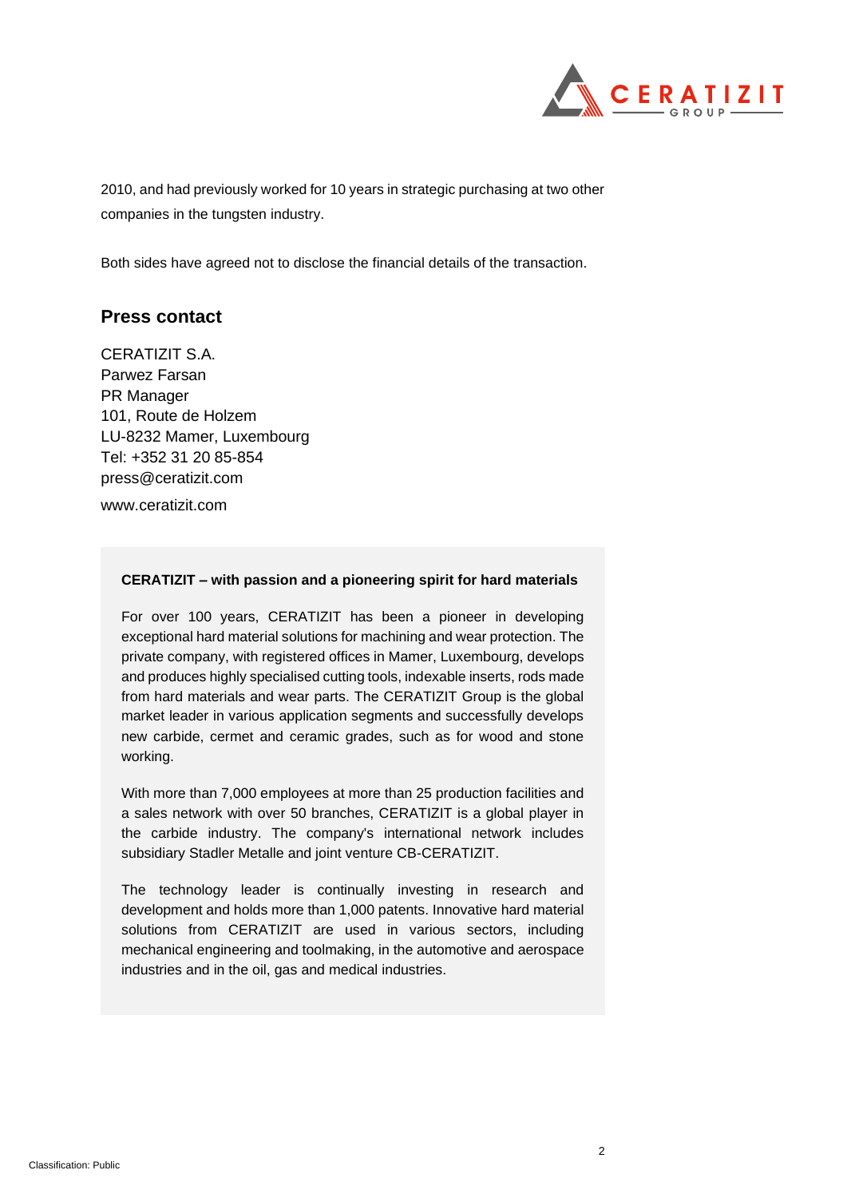2010, and had previously worked for 10 years in strategic purchasing at two other companies in the tungsten industry.

Both sides have agreed not to disclose the financial details of the transaction.

## Press contact

CERATIZIT S.A.
Parwez Farsan
PR Manager
101, Route de Holzem
LU-8232 Mamer, Luxembourg
Tel: +352 31 20 85-854
press@ceratizit.com

www.ceratizit.com

**CERATIZIT – with passion and a pioneering spirit for hard materials**

For over 100 years, CERATIZIT has been a pioneer in developing exceptional hard material solutions for machining and wear protection. The private company, with registered offices in Mamer, Luxembourg, develops and produces highly specialised cutting tools, indexable inserts, rods made from hard materials and wear parts. The CERATIZIT Group is the global market leader in various application segments and successfully develops new carbide, cermet and ceramic grades, such as for wood and stone working.

With more than 7,000 employees at more than 25 production facilities and a sales network with over 50 branches, CERATIZIT is a global player in the carbide industry. The company's international network includes subsidiary Stadler Metalle and joint venture CB-CERATIZIT.

The technology leader is continually investing in research and development and holds more than 1,000 patents. Innovative hard material solutions from CERATIZIT are used in various sectors, including mechanical engineering and toolmaking, in the automotive and aerospace industries and in the oil, gas and medical industries.